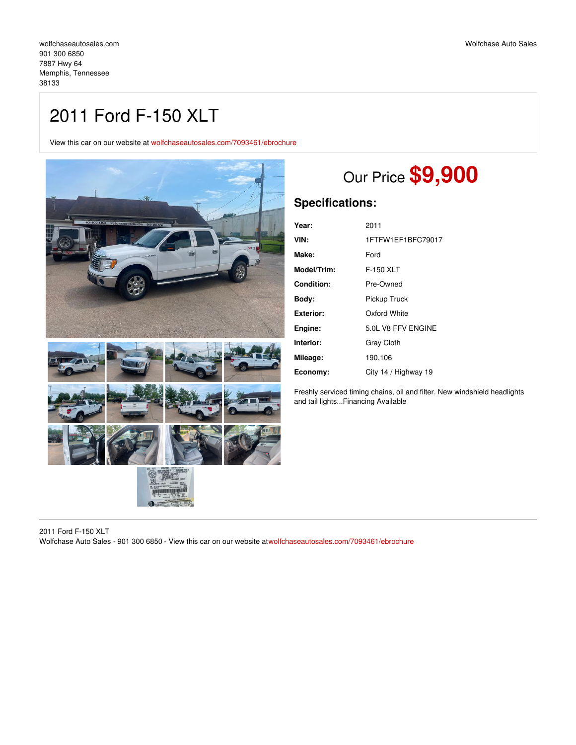wolfchaseautosales.com
901 300 6850
7887 Hwy 64
Memphis, Tennessee
38133

Wolfchase Auto Sales

# 2011 Ford F-150 XLT

View this car on our website at wolfchaseautosales.com/7093461/ebrochure

## Our Price **$9,900**

### Specifications:

| | |
|---|---|
| **Year:** | 2011 |
| **VIN:** | 1FTFW1EF1BFC79017 |
| **Make:** | Ford |
| **Model/Trim:** | F-150 XLT |
| **Condition:** | Pre-Owned |
| **Body:** | Pickup Truck |
| **Exterior:** | Oxford White |
| **Engine:** | 5.0L V8 FFV ENGINE |
| **Interior:** | Gray Cloth |
| **Mileage:** | 190,106 |
| **Economy:** | City 14 / Highway 19 |

Freshly serviced timing chains, oil and filter. New windshield headlights and tail lights...Financing Available

2011 Ford F-150 XLT
Wolfchase Auto Sales - 901 300 6850 - View this car on our website atwolfchaseautosales.com/7093461/ebrochure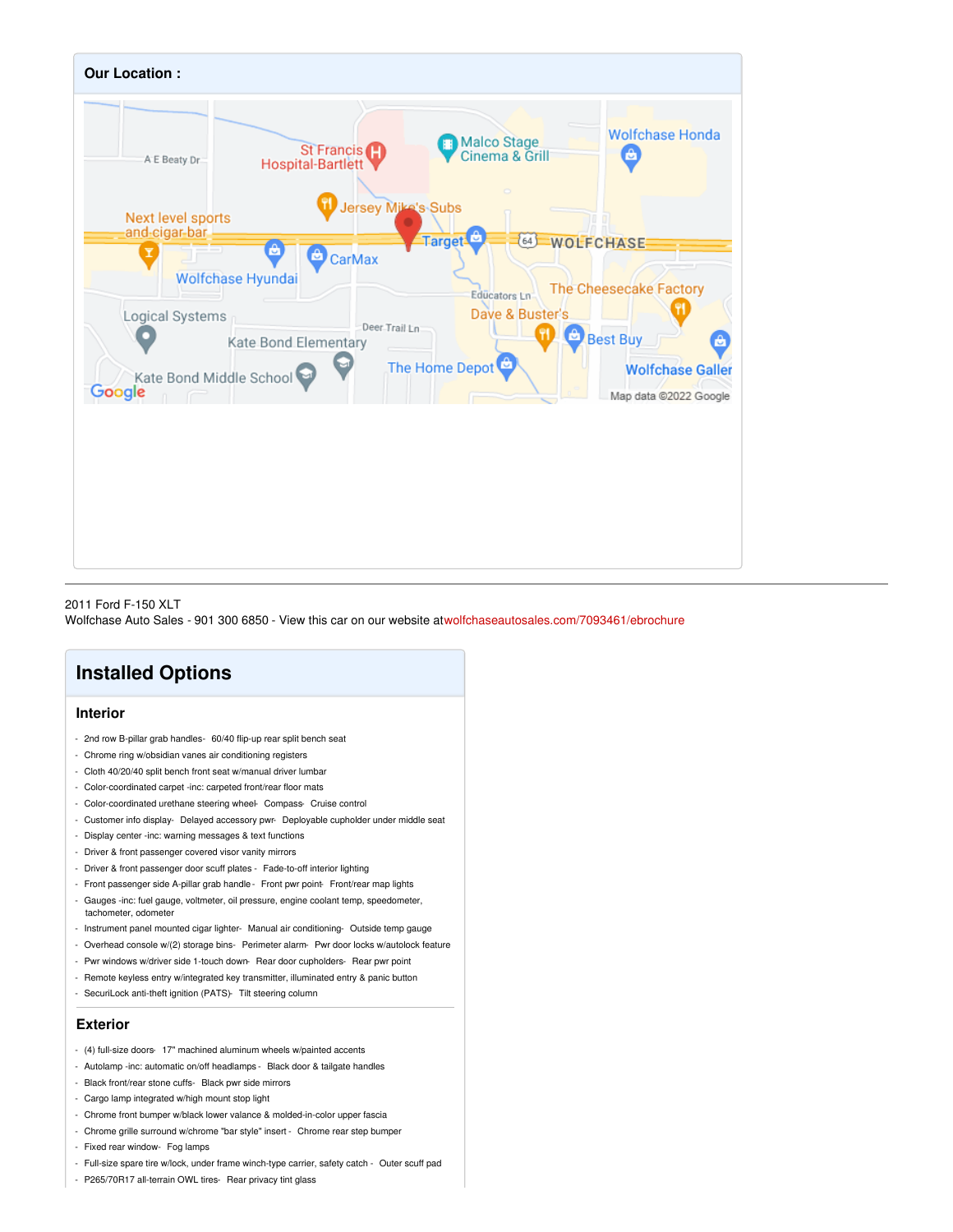## Our Location :

2011 Ford F-150 XLT
Wolfchase Auto Sales - 901 300 6850 - View this car on our website atwolfchaseautosales.com/7093461/ebrochure

# Installed Options

## Interior

- 2nd row B-pillar grab handles- 60/40 flip-up rear split bench seat
- Chrome ring w/obsidian vanes air conditioning registers
- Cloth 40/20/40 split bench front seat w/manual driver lumbar
- Color-coordinated carpet -inc: carpeted front/rear floor mats
- Color-coordinated urethane steering wheel- Compass- Cruise control
- Customer info display- Delayed accessory pwr- Deployable cupholder under middle seat
- Display center -inc: warning messages & text functions
- Driver & front passenger covered visor vanity mirrors
- Driver & front passenger door scuff plates - Fade-to-off interior lighting
- Front passenger side A-pillar grab handle - Front pwr point- Front/rear map lights
- Gauges -inc: fuel gauge, voltmeter, oil pressure, engine coolant temp, speedometer, tachometer, odometer
- Instrument panel mounted cigar lighter- Manual air conditioning- Outside temp gauge
- Overhead console w/(2) storage bins- Perimeter alarm- Pwr door locks w/autolock feature
- Pwr windows w/driver side 1-touch down- Rear door cupholders- Rear pwr point
- Remote keyless entry w/integrated key transmitter, illuminated entry & panic button
- SecuriLock anti-theft ignition (PATS)- Tilt steering column

## Exterior

- (4) full-size doors- 17" machined aluminum wheels w/painted accents
- Autolamp -inc: automatic on/off headlamps - Black door & tailgate handles
- Black front/rear stone cuffs- Black pwr side mirrors
- Cargo lamp integrated w/high mount stop light
- Chrome front bumper w/black lower valance & molded-in-color upper fascia
- Chrome grille surround w/chrome "bar style" insert - Chrome rear step bumper
- Fixed rear window- Fog lamps
- Full-size spare tire w/lock, under frame winch-type carrier, safety catch - Outer scuff pad
- P265/70R17 all-terrain OWL tires- Rear privacy tint glass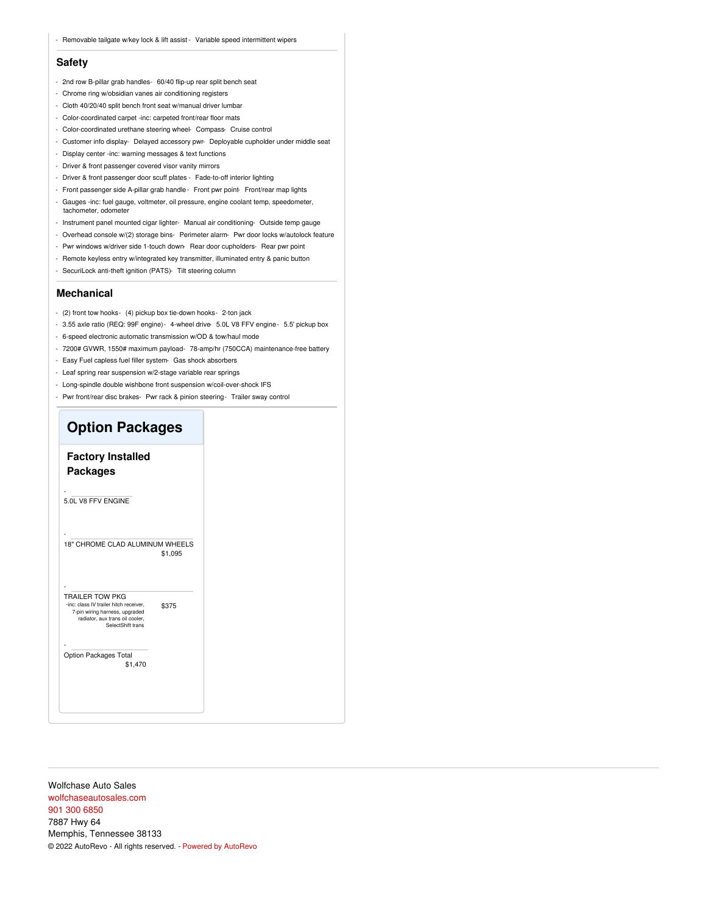- Removable tailgate w/key lock & lift assist - Variable speed intermittent wipers

## Safety

- 2nd row B-pillar grab handles- 60/40 flip-up rear split bench seat
- Chrome ring w/obsidian vanes air conditioning registers
- Cloth 40/20/40 split bench front seat w/manual driver lumbar
- Color-coordinated carpet -inc: carpeted front/rear floor mats
- Color-coordinated urethane steering wheel- Compass- Cruise control
- Customer info display- Delayed accessory pwr- Deployable cupholder under middle seat
- Display center -inc: warning messages & text functions
- Driver & front passenger covered visor vanity mirrors
- Driver & front passenger door scuff plates - Fade-to-off interior lighting
- Front passenger side A-pillar grab handle - Front pwr point- Front/rear map lights
- Gauges -inc: fuel gauge, voltmeter, oil pressure, engine coolant temp, speedometer, tachometer, odometer
- Instrument panel mounted cigar lighter- Manual air conditioning- Outside temp gauge
- Overhead console w/(2) storage bins- Perimeter alarm- Pwr door locks w/autolock feature
- Pwr windows w/driver side 1-touch down- Rear door cupholders- Rear pwr point
- Remote keyless entry w/integrated key transmitter, illuminated entry & panic button
- SecuriLock anti-theft ignition (PATS)- Tilt steering column

## Mechanical

- (2) front tow hooks- (4) pickup box tie-down hooks- 2-ton jack
- 3.55 axle ratio (REQ: 99F engine)- 4-wheel drive- 5.0L V8 FFV engine- 5.5' pickup box
- 6-speed electronic automatic transmission w/OD & tow/haul mode
- 7200# GVWR, 1550# maximum payload- 78-amp/hr (750CCA) maintenance-free battery
- Easy Fuel capless fuel filler system- Gas shock absorbers
- Leaf spring rear suspension w/2-stage variable rear springs
- Long-spindle double wishbone front suspension w/coil-over-shock IFS
- Pwr front/rear disc brakes- Pwr rack & pinion steering- Trailer sway control

# Option Packages

## Factory Installed Packages

- 5.0L V8 FFV ENGINE

- 18" CHROME CLAD ALUMINUM WHEELS $1,095

- TRAILER TOW PKG $375
  -inc: class IV trailer hitch receiver, 7-pin wiring harness, upgraded radiator, aux trans oil cooler, SelectShift trans

- Option Packages Total $1,470

Wolfchase Auto Sales
wolfchaseautosales.com
901 300 6850
7887 Hwy 64
Memphis, Tennessee 38133
© 2022 AutoRevo - All rights reserved. - Powered by AutoRevo